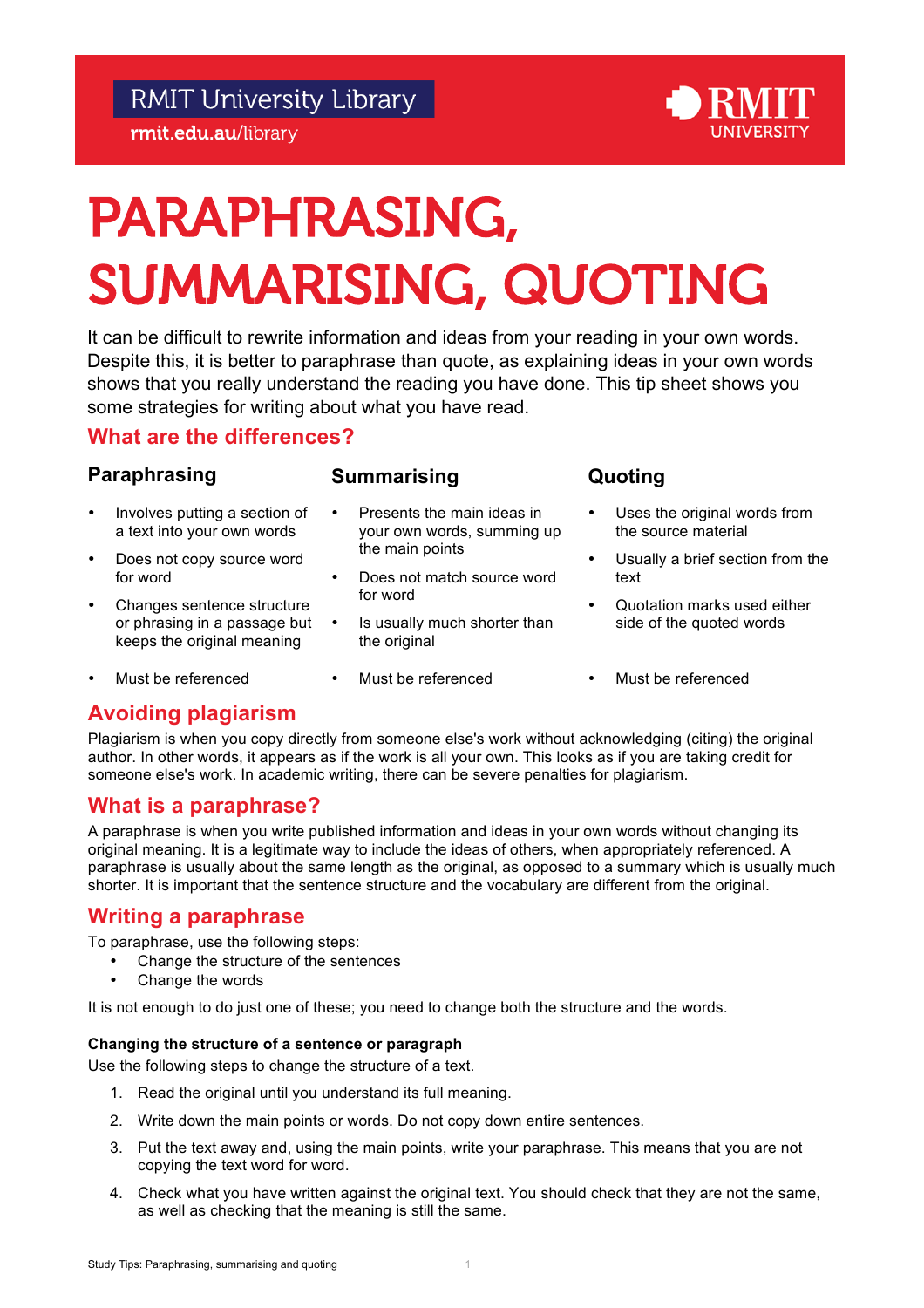RMIT University Library
rmit.edu.au/library

# PARAPHRASING, SUMMARISING, QUOTING

It can be difficult to rewrite information and ideas from your reading in your own words. Despite this, it is better to paraphrase than quote, as explaining ideas in your own words shows that you really understand the reading you have done. This tip sheet shows you some strategies for writing about what you have read.

## What are the differences?

| Paraphrasing | Summarising | Quoting |
|---|---|---|
| • Involves putting a section of a text into your own words<br>• Does not copy source word for word<br>• Changes sentence structure or phrasing in a passage but keeps the original meaning | • Presents the main ideas in your own words, summing up the main points<br>• Does not match source word for word<br>• Is usually much shorter than the original | • Uses the original words from the source material<br>• Usually a brief section from the text<br>• Quotation marks used either side of the quoted words |
| • Must be referenced | • Must be referenced | • Must be referenced |

## Avoiding plagiarism

Plagiarism is when you copy directly from someone else's work without acknowledging (citing) the original author. In other words, it appears as if the work is all your own. This looks as if you are taking credit for someone else's work. In academic writing, there can be severe penalties for plagiarism.

## What is a paraphrase?

A paraphrase is when you write published information and ideas in your own words without changing its original meaning. It is a legitimate way to include the ideas of others, when appropriately referenced. A paraphrase is usually about the same length as the original, as opposed to a summary which is usually much shorter. It is important that the sentence structure and the vocabulary are different from the original.

## Writing a paraphrase

To paraphrase, use the following steps:

- Change the structure of the sentences
- Change the words

It is not enough to do just one of these; you need to change both the structure and the words.

### Changing the structure of a sentence or paragraph

Use the following steps to change the structure of a text.

1. Read the original until you understand its full meaning.
2. Write down the main points or words. Do not copy down entire sentences.
3. Put the text away and, using the main points, write your paraphrase. This means that you are not copying the text word for word.
4. Check what you have written against the original text. You should check that they are not the same, as well as checking that the meaning is still the same.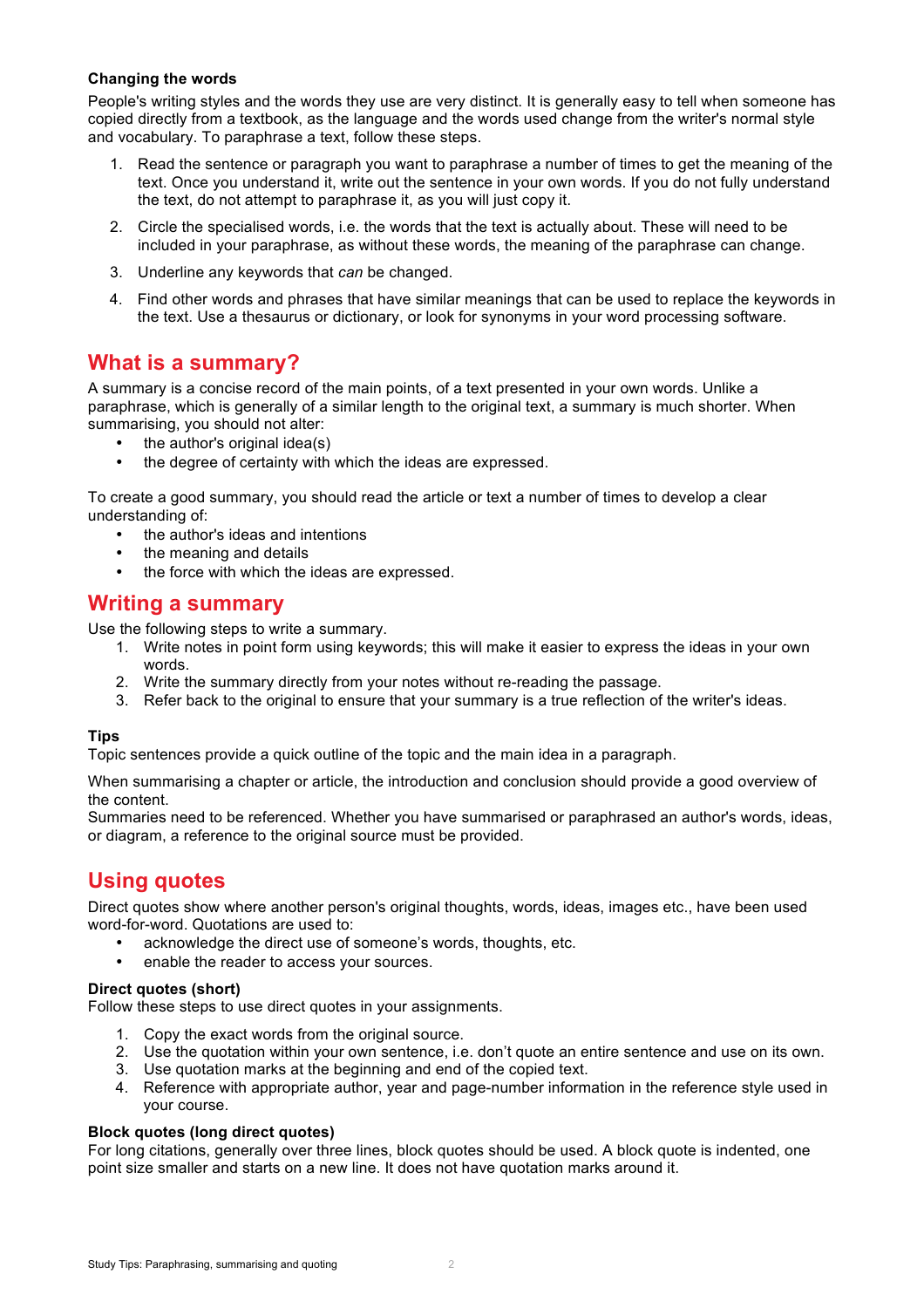**Changing the words**

People's writing styles and the words they use are very distinct. It is generally easy to tell when someone has copied directly from a textbook, as the language and the words used change from the writer's normal style and vocabulary. To paraphrase a text, follow these steps.

1. Read the sentence or paragraph you want to paraphrase a number of times to get the meaning of the text. Once you understand it, write out the sentence in your own words. If you do not fully understand the text, do not attempt to paraphrase it, as you will just copy it.
2. Circle the specialised words, i.e. the words that the text is actually about. These will need to be included in your paraphrase, as without these words, the meaning of the paraphrase can change.
3. Underline any keywords that *can* be changed.
4. Find other words and phrases that have similar meanings that can be used to replace the keywords in the text. Use a thesaurus or dictionary, or look for synonyms in your word processing software.

## What is a summary?

A summary is a concise record of the main points, of a text presented in your own words. Unlike a paraphrase, which is generally of a similar length to the original text, a summary is much shorter. When summarising, you should not alter:

- the author's original idea(s)
- the degree of certainty with which the ideas are expressed.

To create a good summary, you should read the article or text a number of times to develop a clear understanding of:

- the author's ideas and intentions
- the meaning and details
- the force with which the ideas are expressed.

## Writing a summary

Use the following steps to write a summary.

1. Write notes in point form using keywords; this will make it easier to express the ideas in your own words.
2. Write the summary directly from your notes without re-reading the passage.
3. Refer back to the original to ensure that your summary is a true reflection of the writer's ideas.

**Tips**

Topic sentences provide a quick outline of the topic and the main idea in a paragraph.

When summarising a chapter or article, the introduction and conclusion should provide a good overview of the content.
Summaries need to be referenced. Whether you have summarised or paraphrased an author's words, ideas, or diagram, a reference to the original source must be provided.

## Using quotes

Direct quotes show where another person's original thoughts, words, ideas, images etc., have been used word-for-word. Quotations are used to:

- acknowledge the direct use of someone's words, thoughts, etc.
- enable the reader to access your sources.

**Direct quotes (short)**

Follow these steps to use direct quotes in your assignments.

1. Copy the exact words from the original source.
2. Use the quotation within your own sentence, i.e. don't quote an entire sentence and use on its own.
3. Use quotation marks at the beginning and end of the copied text.
4. Reference with appropriate author, year and page-number information in the reference style used in your course.

**Block quotes (long direct quotes)**

For long citations, generally over three lines, block quotes should be used. A block quote is indented, one point size smaller and starts on a new line. It does not have quotation marks around it.